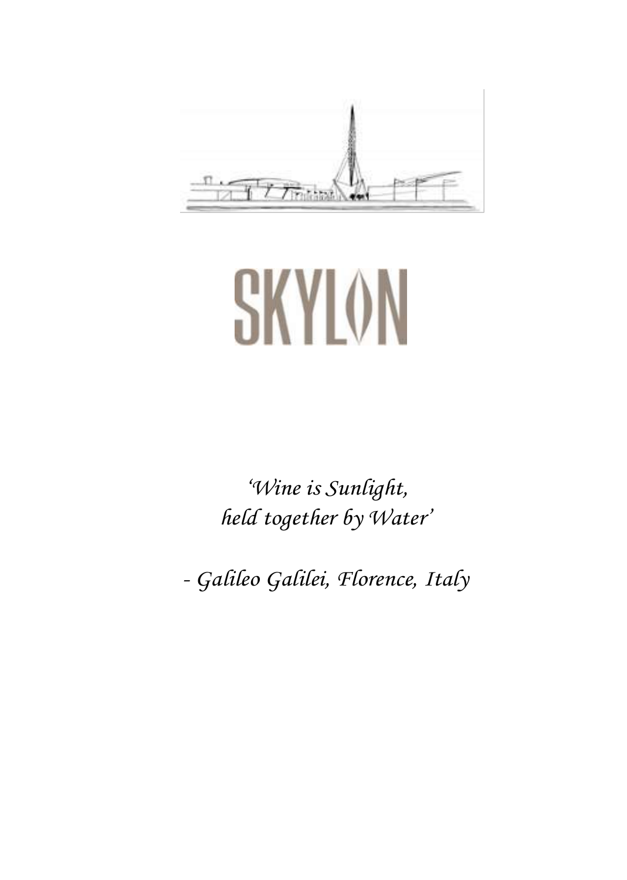# SKYLON

*'Wine is Sunlight,*
*held together by Water'*

*- Galileo Galilei, Florence, Italy*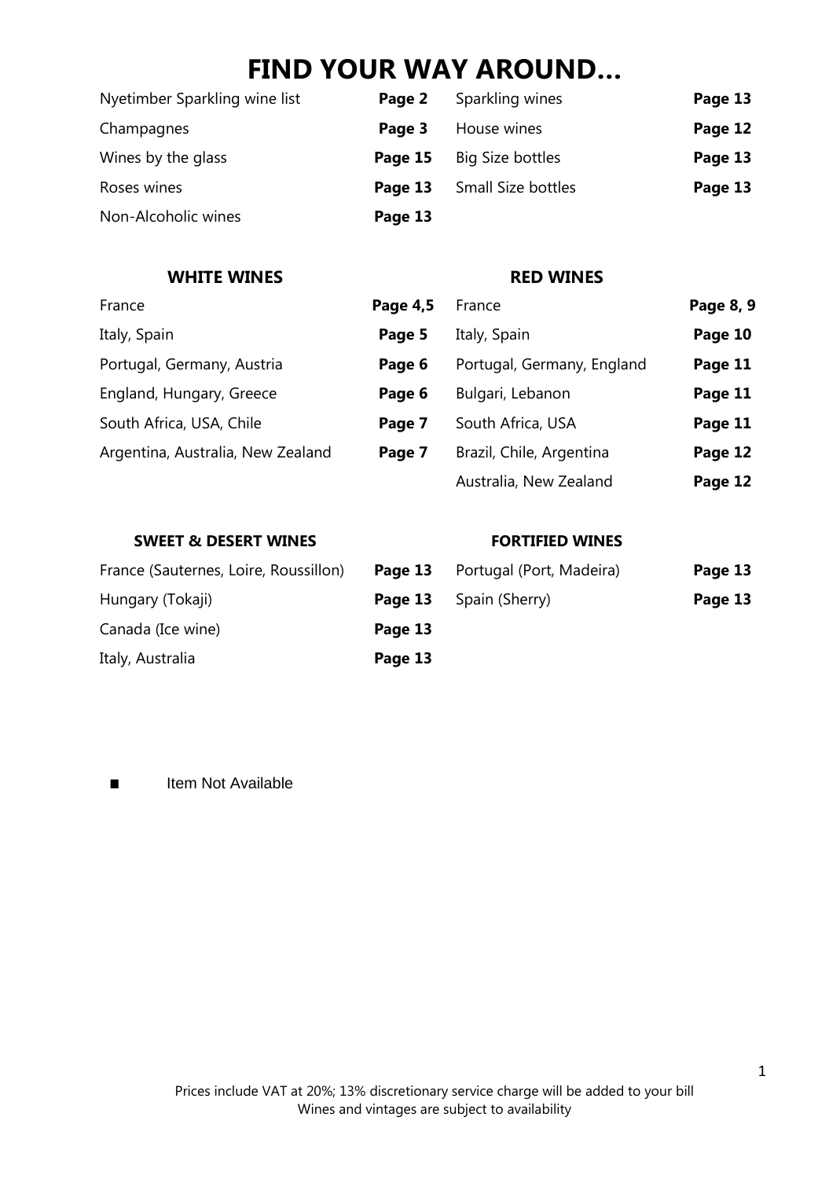# FIND YOUR WAY AROUND...

| | | | |
|---|---|---|---|
| Nyetimber Sparkling wine list | **Page 2** | Sparkling wines | **Page 13** |
| Champagnes | **Page 3** | House wines | **Page 12** |
| Wines by the glass | **Page 15** | Big Size bottles | **Page 13** |
| Roses wines | **Page 13** | Small Size bottles | **Page 13** |
| Non-Alcoholic wines | **Page 13** | | |

| **WHITE WINES** | | **RED WINES** | |
|---|---|---|---|
| France | **Page 4,5** | France | **Page 8, 9** |
| Italy, Spain | **Page 5** | Italy, Spain | **Page 10** |
| Portugal, Germany, Austria | **Page 6** | Portugal, Germany, England | **Page 11** |
| England, Hungary, Greece | **Page 6** | Bulgari, Lebanon | **Page 11** |
| South Africa, USA, Chile | **Page 7** | South Africa, USA | **Page 11** |
| Argentina, Australia, New Zealand | **Page 7** | Brazil, Chile, Argentina | **Page 12** |
| | | Australia, New Zealand | **Page 12** |

| **SWEET & DESERT WINES** | | **FORTIFIED WINES** | |
|---|---|---|---|
| France (Sauternes, Loire, Roussillon) | **Page 13** | Portugal (Port, Madeira) | **Page 13** |
| Hungary (Tokaji) | **Page 13** | Spain (Sherry) | **Page 13** |
| Canada (Ice wine) | **Page 13** | | |
| Italy, Australia | **Page 13** | | |

■ Item Not Available

Prices include VAT at 20%; 13% discretionary service charge will be added to your bill
Wines and vintages are subject to availability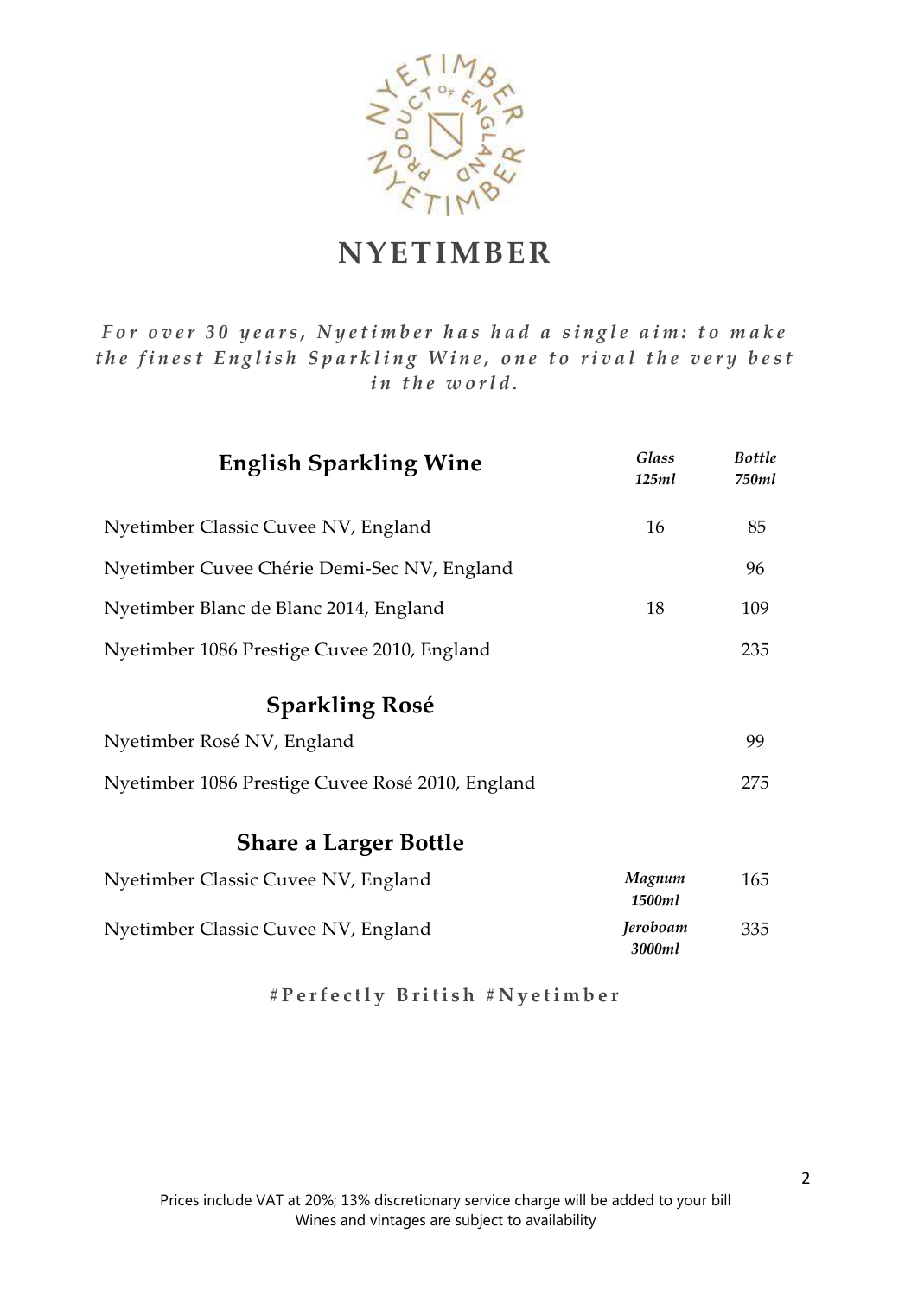# NYETIMBER

*For over 30 years, Nyetimber has had a single aim: to make the finest English Sparkling Wine, one to rival the very best in the world.*

## English Sparkling Wine

| | *Glass 125ml* | *Bottle 750ml* |
|---|---|---|
| Nyetimber Classic Cuvee NV, England | 16 | 85 |
| Nyetimber Cuvee Chérie Demi-Sec NV, England | | 96 |
| Nyetimber Blanc de Blanc 2014, England | 18 | 109 |
| Nyetimber 1086 Prestige Cuvee 2010, England | | 235 |

## Sparkling Rosé

| | |
|---|---|
| Nyetimber Rosé NV, England | 99 |
| Nyetimber 1086 Prestige Cuvee Rosé 2010, England | 275 |

## Share a Larger Bottle

| | | |
|---|---|---|
| Nyetimber Classic Cuvee NV, England | *Magnum 1500ml* | 165 |
| Nyetimber Classic Cuvee NV, England | *Jeroboam 3000ml* | 335 |

**#Perfectly British #Nyetimber**

Prices include VAT at 20%; 13% discretionary service charge will be added to your bill
Wines and vintages are subject to availability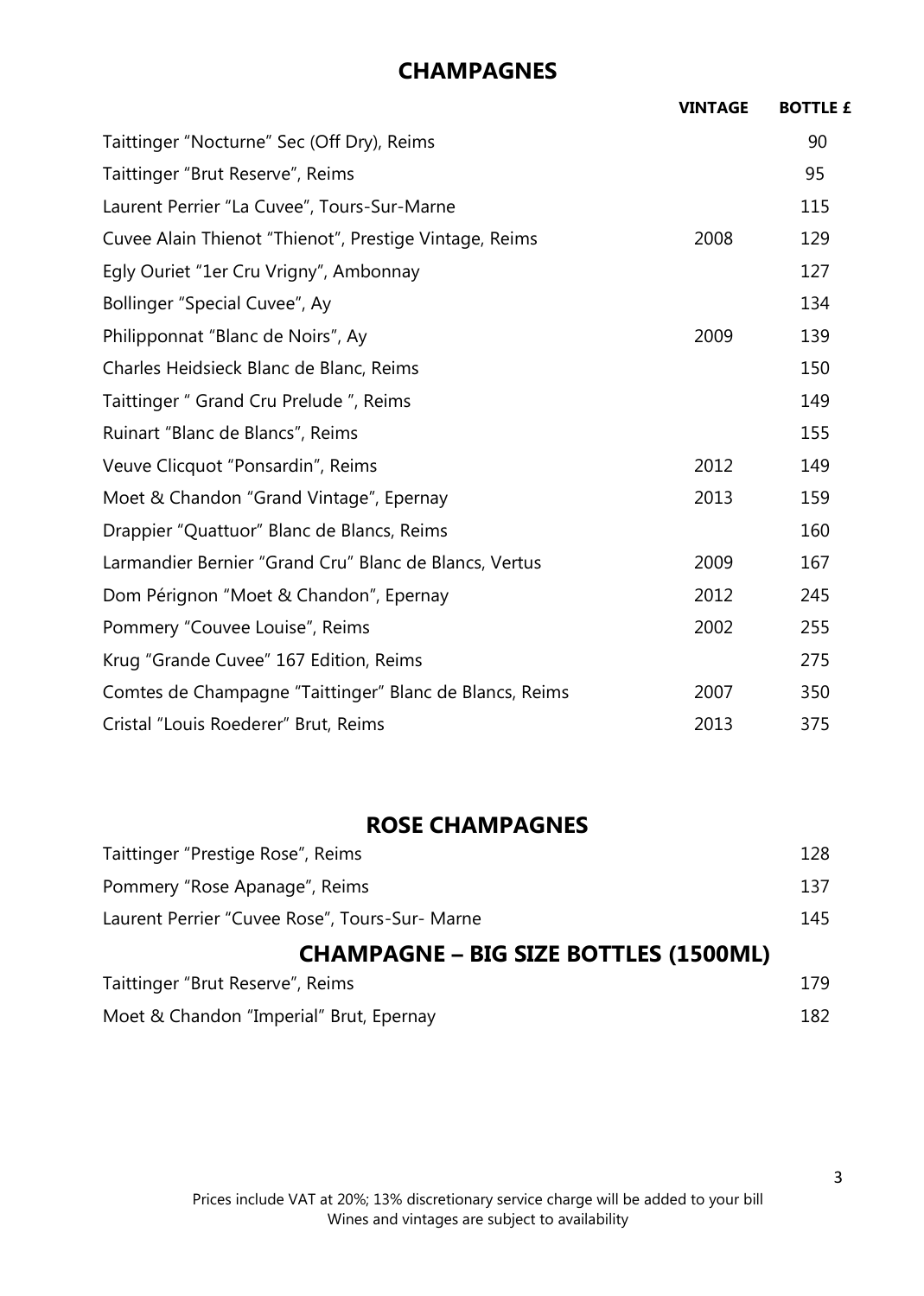## CHAMPAGNES

| | VINTAGE | BOTTLE £ |
|---|---|---|
| Taittinger "Nocturne" Sec (Off Dry), Reims | | 90 |
| Taittinger "Brut Reserve", Reims | | 95 |
| Laurent Perrier "La Cuvee", Tours-Sur-Marne | | 115 |
| Cuvee Alain Thienot "Thienot", Prestige Vintage, Reims | 2008 | 129 |
| Egly Ouriet "1er Cru Vrigny", Ambonnay | | 127 |
| Bollinger "Special Cuvee", Ay | | 134 |
| Philipponnat "Blanc de Noirs", Ay | 2009 | 139 |
| Charles Heidsieck Blanc de Blanc, Reims | | 150 |
| Taittinger " Grand Cru Prelude ", Reims | | 149 |
| Ruinart "Blanc de Blancs", Reims | | 155 |
| Veuve Clicquot "Ponsardin", Reims | 2012 | 149 |
| Moet & Chandon "Grand Vintage", Epernay | 2013 | 159 |
| Drappier "Quattuor" Blanc de Blancs, Reims | | 160 |
| Larmandier Bernier "Grand Cru" Blanc de Blancs, Vertus | 2009 | 167 |
| Dom Pérignon "Moet & Chandon", Epernay | 2012 | 245 |
| Pommery "Couvee Louise", Reims | 2002 | 255 |
| Krug "Grande Cuvee" 167 Edition, Reims | | 275 |
| Comtes de Champagne "Taittinger" Blanc de Blancs, Reims | 2007 | 350 |
| Cristal "Louis Roederer" Brut, Reims | 2013 | 375 |

## ROSE CHAMPAGNES

| | |
|---|---|
| Taittinger "Prestige Rose", Reims | 128 |
| Pommery "Rose Apanage", Reims | 137 |
| Laurent Perrier "Cuvee Rose", Tours-Sur- Marne | 145 |

## CHAMPAGNE – BIG SIZE BOTTLES (1500ML)

| | |
|---|---|
| Taittinger "Brut Reserve", Reims | 179 |
| Moet & Chandon "Imperial" Brut, Epernay | 182 |

Prices include VAT at 20%; 13% discretionary service charge will be added to your bill
Wines and vintages are subject to availability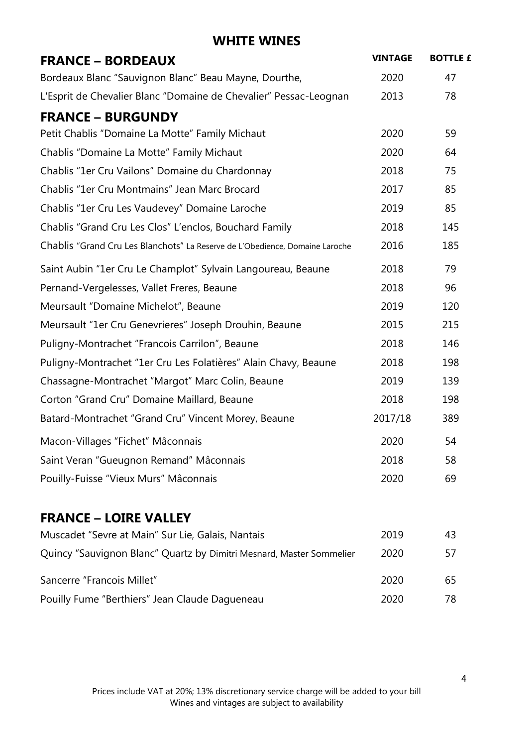# WHITE WINES

| FRANCE – BORDEAUX | VINTAGE | BOTTLE £ |
| --- | --- | --- |
| Bordeaux Blanc "Sauvignon Blanc" Beau Mayne, Dourthe, | 2020 | 47 |
| L'Esprit de Chevalier Blanc "Domaine de Chevalier" Pessac-Leognan | 2013 | 78 |
| **FRANCE – BURGUNDY** | | |
| Petit Chablis "Domaine La Motte" Family Michaut | 2020 | 59 |
| Chablis "Domaine La Motte" Family Michaut | 2020 | 64 |
| Chablis "1er Cru Vailons" Domaine du Chardonnay | 2018 | 75 |
| Chablis "1er Cru Montmains" Jean Marc Brocard | 2017 | 85 |
| Chablis "1er Cru Les Vaudevey" Domaine Laroche | 2019 | 85 |
| Chablis "Grand Cru Les Clos" L'enclos, Bouchard Family | 2018 | 145 |
| Chablis "Grand Cru Les Blanchots" La Reserve de L'Obedience, Domaine Laroche | 2016 | 185 |
| Saint Aubin "1er Cru Le Champlot" Sylvain Langoureau, Beaune | 2018 | 79 |
| Pernand-Vergelesses, Vallet Freres, Beaune | 2018 | 96 |
| Meursault "Domaine Michelot", Beaune | 2019 | 120 |
| Meursault "1er Cru Genevrieres" Joseph Drouhin, Beaune | 2015 | 215 |
| Puligny-Montrachet "Francois Carrilon", Beaune | 2018 | 146 |
| Puligny-Montrachet "1er Cru Les Folatières" Alain Chavy, Beaune | 2018 | 198 |
| Chassagne-Montrachet "Margot" Marc Colin, Beaune | 2019 | 139 |
| Corton "Grand Cru" Domaine Maillard, Beaune | 2018 | 198 |
| Batard-Montrachet "Grand Cru" Vincent Morey, Beaune | 2017/18 | 389 |
| Macon-Villages "Fichet" Mâconnais | 2020 | 54 |
| Saint Veran "Gueugnon Remand" Mâconnais | 2018 | 58 |
| Pouilly-Fuisse "Vieux Murs" Mâconnais | 2020 | 69 |
| **FRANCE – LOIRE VALLEY** | | |
| Muscadet "Sevre at Main" Sur Lie, Galais, Nantais | 2019 | 43 |
| Quincy "Sauvignon Blanc" Quartz by Dimitri Mesnard, Master Sommelier | 2020 | 57 |
| Sancerre "Francois Millet" | 2020 | 65 |
| Pouilly Fume "Berthiers" Jean Claude Dagueneau | 2020 | 78 |

Prices include VAT at 20%; 13% discretionary service charge will be added to your bill
Wines and vintages are subject to availability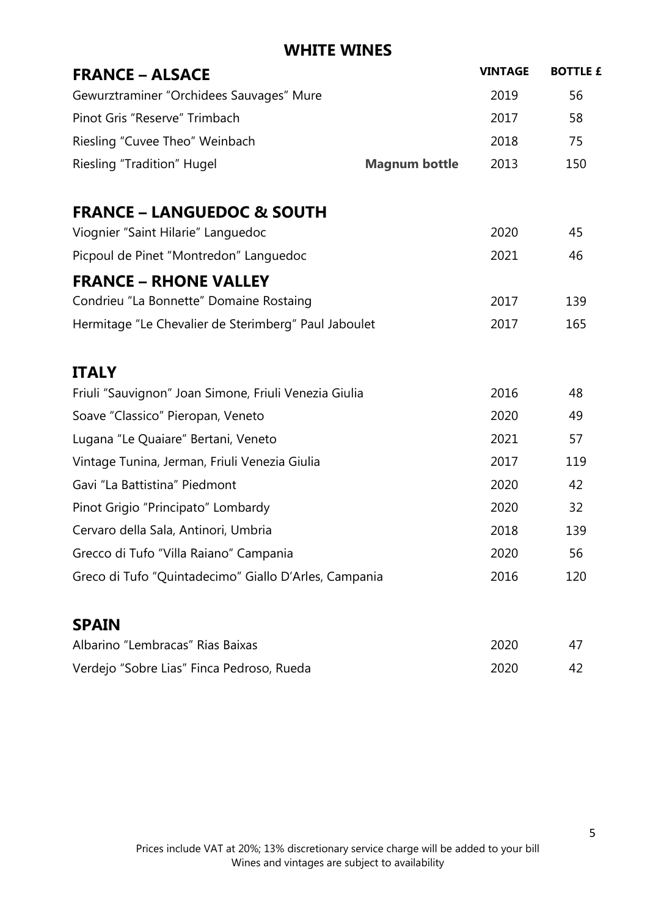# WHITE WINES

## FRANCE – ALSACE

| | | VINTAGE | BOTTLE £ |
|---|---|---|---|
| Gewurztraminer "Orchidees Sauvages" Mure | | 2019 | 56 |
| Pinot Gris "Reserve" Trimbach | | 2017 | 58 |
| Riesling "Cuvee Theo" Weinbach | | 2018 | 75 |
| Riesling "Tradition" Hugel | **Magnum bottle** | 2013 | 150 |

## FRANCE – LANGUEDOC & SOUTH

| | | |
|---|---|---|
| Viognier "Saint Hilarie" Languedoc | 2020 | 45 |
| Picpoul de Pinet "Montredon" Languedoc | 2021 | 46 |

## FRANCE – RHONE VALLEY

| | | |
|---|---|---|
| Condrieu "La Bonnette" Domaine Rostaing | 2017 | 139 |
| Hermitage "Le Chevalier de Sterimberg" Paul Jaboulet | 2017 | 165 |

## ITALY

| | | |
|---|---|---|
| Friuli "Sauvignon" Joan Simone, Friuli Venezia Giulia | 2016 | 48 |
| Soave "Classico" Pieropan, Veneto | 2020 | 49 |
| Lugana "Le Quaiare" Bertani, Veneto | 2021 | 57 |
| Vintage Tunina, Jerman, Friuli Venezia Giulia | 2017 | 119 |
| Gavi "La Battistina" Piedmont | 2020 | 42 |
| Pinot Grigio "Principato" Lombardy | 2020 | 32 |
| Cervaro della Sala, Antinori, Umbria | 2018 | 139 |
| Grecco di Tufo "Villa Raiano" Campania | 2020 | 56 |
| Greco di Tufo "Quintadecimo" Giallo D'Arles, Campania | 2016 | 120 |

## SPAIN

| | | |
|---|---|---|
| Albarino "Lembracas" Rias Baixas | 2020 | 47 |
| Verdejo "Sobre Lias" Finca Pedroso, Rueda | 2020 | 42 |

Prices include VAT at 20%; 13% discretionary service charge will be added to your bill
Wines and vintages are subject to availability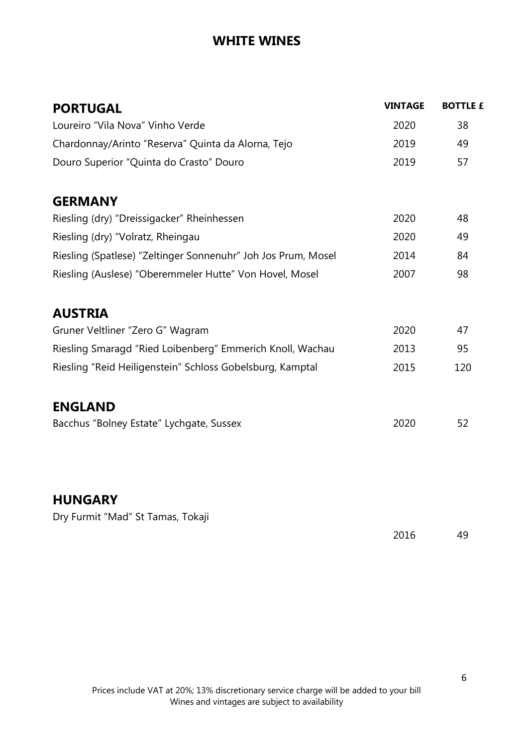# WHITE WINES

| PORTUGAL | VINTAGE | BOTTLE £ |
| --- | --- | --- |
| Loureiro "Vila Nova" Vinho Verde | 2020 | 38 |
| Chardonnay/Arinto "Reserva" Quinta da Alorna, Tejo | 2019 | 49 |
| Douro Superior "Quinta do Crasto" Douro | 2019 | 57 |
| **GERMANY** | | |
| Riesling (dry) "Dreissigacker" Rheinhessen | 2020 | 48 |
| Riesling (dry) "Volratz, Rheingau | 2020 | 49 |
| Riesling (Spatlese) "Zeltinger Sonnenuhr" Joh Jos Prum, Mosel | 2014 | 84 |
| Riesling (Auslese) "Oberemmeler Hutte" Von Hovel, Mosel | 2007 | 98 |
| **AUSTRIA** | | |
| Gruner Veltliner "Zero G" Wagram | 2020 | 47 |
| Riesling Smaragd "Ried Loibenberg" Emmerich Knoll, Wachau | 2013 | 95 |
| Riesling "Reid Heiligenstein" Schloss Gobelsburg, Kamptal | 2015 | 120 |
| **ENGLAND** | | |
| Bacchus "Bolney Estate" Lychgate, Sussex | 2020 | 52 |
| **HUNGARY** | | |
| Dry Furmit "Mad" St Tamas, Tokaji | 2016 | 49 |

Prices include VAT at 20%; 13% discretionary service charge will be added to your bill
Wines and vintages are subject to availability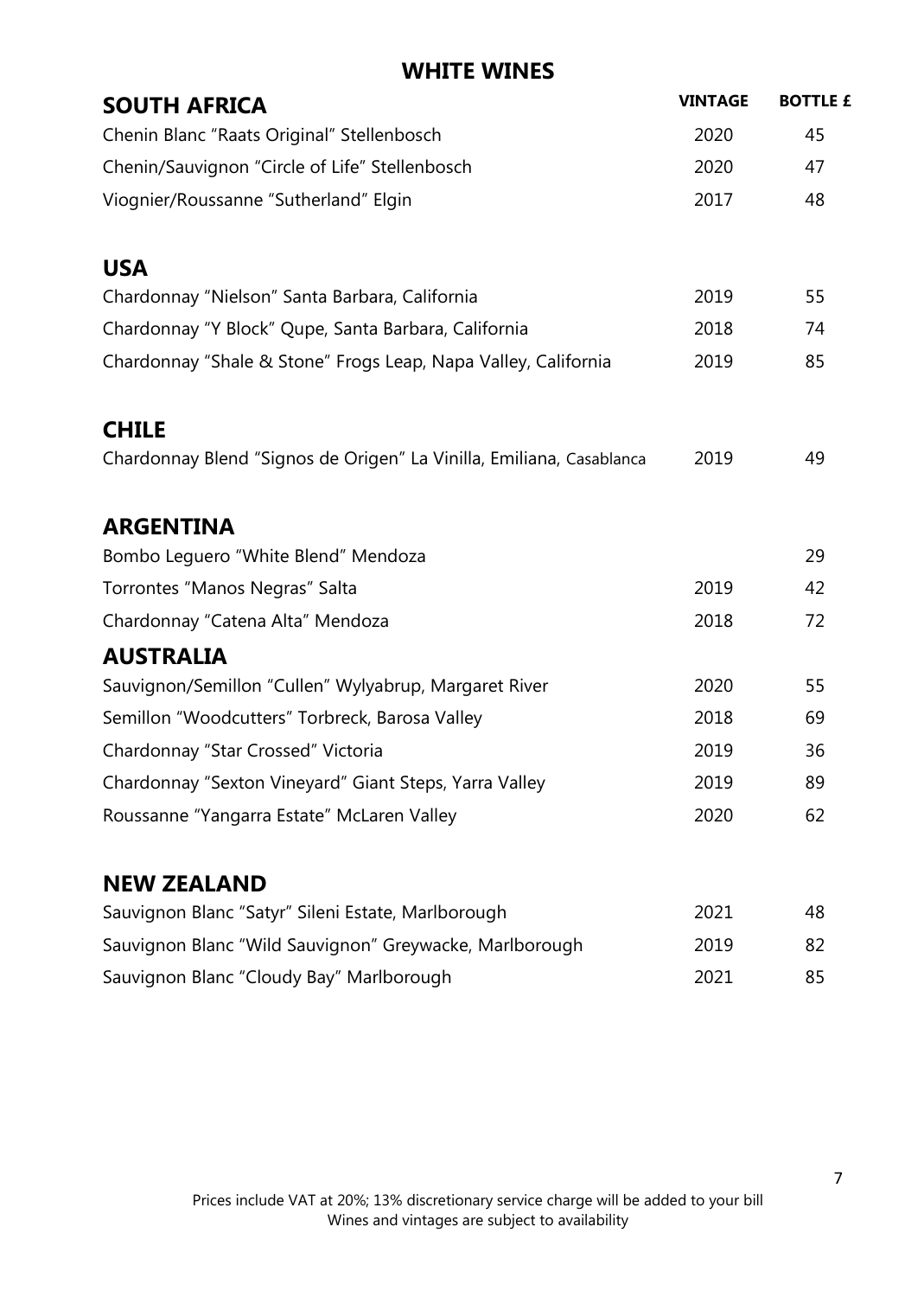# WHITE WINES

## SOUTH AFRICA

| | VINTAGE | BOTTLE £ |
|---|---|---|
| Chenin Blanc "Raats Original" Stellenbosch | 2020 | 45 |
| Chenin/Sauvignon "Circle of Life" Stellenbosch | 2020 | 47 |
| Viognier/Roussanne "Sutherland" Elgin | 2017 | 48 |

## USA

| | VINTAGE | BOTTLE £ |
|---|---|---|
| Chardonnay "Nielson" Santa Barbara, California | 2019 | 55 |
| Chardonnay "Y Block" Qupe, Santa Barbara, California | 2018 | 74 |
| Chardonnay "Shale & Stone" Frogs Leap, Napa Valley, California | 2019 | 85 |

## CHILE

| | VINTAGE | BOTTLE £ |
|---|---|---|
| Chardonnay Blend "Signos de Origen" La Vinilla, Emiliana, Casablanca | 2019 | 49 |

## ARGENTINA

| | VINTAGE | BOTTLE £ |
|---|---|---|
| Bombo Leguero "White Blend" Mendoza | | 29 |
| Torrontes "Manos Negras" Salta | 2019 | 42 |
| Chardonnay "Catena Alta" Mendoza | 2018 | 72 |

## AUSTRALIA

| | VINTAGE | BOTTLE £ |
|---|---|---|
| Sauvignon/Semillon "Cullen" Wylyabrup, Margaret River | 2020 | 55 |
| Semillon "Woodcutters" Torbreck, Barosa Valley | 2018 | 69 |
| Chardonnay "Star Crossed" Victoria | 2019 | 36 |
| Chardonnay "Sexton Vineyard" Giant Steps, Yarra Valley | 2019 | 89 |
| Roussanne "Yangarra Estate" McLaren Valley | 2020 | 62 |

## NEW ZEALAND

| | VINTAGE | BOTTLE £ |
|---|---|---|
| Sauvignon Blanc "Satyr" Sileni Estate, Marlborough | 2021 | 48 |
| Sauvignon Blanc "Wild Sauvignon" Greywacke, Marlborough | 2019 | 82 |
| Sauvignon Blanc "Cloudy Bay" Marlborough | 2021 | 85 |

Prices include VAT at 20%; 13% discretionary service charge will be added to your bill
Wines and vintages are subject to availability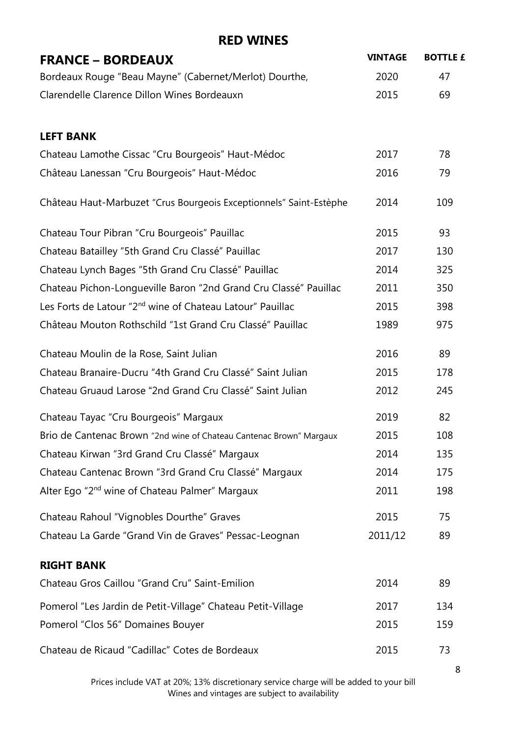# RED WINES

| FRANCE – BORDEAUX | VINTAGE | BOTTLE £ |
| --- | --- | --- |
| Bordeaux Rouge "Beau Mayne" (Cabernet/Merlot) Dourthe, | 2020 | 47 |
| Clarendelle Clarence Dillon Wines Bordeauxn | 2015 | 69 |
| **LEFT BANK** | | |
| Chateau Lamothe Cissac "Cru Bourgeois" Haut-Médoc | 2017 | 78 |
| Château Lanessan "Cru Bourgeois" Haut-Médoc | 2016 | 79 |
| Château Haut-Marbuzet "Crus Bourgeois Exceptionnels" Saint-Estèphe | 2014 | 109 |
| Chateau Tour Pibran "Cru Bourgeois" Pauillac | 2015 | 93 |
| Chateau Batailley "5th Grand Cru Classé" Pauillac | 2017 | 130 |
| Chateau Lynch Bages "5th Grand Cru Classé" Pauillac | 2014 | 325 |
| Chateau Pichon-Longueville Baron "2nd Grand Cru Classé" Pauillac | 2011 | 350 |
| Les Forts de Latour "2nd wine of Chateau Latour" Pauillac | 2015 | 398 |
| Château Mouton Rothschild "1st Grand Cru Classé" Pauillac | 1989 | 975 |
| Chateau Moulin de la Rose, Saint Julian | 2016 | 89 |
| Chateau Branaire-Ducru "4th Grand Cru Classé" Saint Julian | 2015 | 178 |
| Chateau Gruaud Larose "2nd Grand Cru Classé" Saint Julian | 2012 | 245 |
| Chateau Tayac "Cru Bourgeois" Margaux | 2019 | 82 |
| Brio de Cantenac Brown "2nd wine of Chateau Cantenac Brown" Margaux | 2015 | 108 |
| Chateau Kirwan "3rd Grand Cru Classé" Margaux | 2014 | 135 |
| Chateau Cantenac Brown "3rd Grand Cru Classé" Margaux | 2014 | 175 |
| Alter Ego "2nd wine of Chateau Palmer" Margaux | 2011 | 198 |
| Chateau Rahoul "Vignobles Dourthe" Graves | 2015 | 75 |
| Chateau La Garde "Grand Vin de Graves" Pessac-Leognan | 2011/12 | 89 |
| **RIGHT BANK** | | |
| Chateau Gros Caillou "Grand Cru" Saint-Emilion | 2014 | 89 |
| Pomerol "Les Jardin de Petit-Village" Chateau Petit-Village | 2017 | 134 |
| Pomerol "Clos 56" Domaines Bouyer | 2015 | 159 |
| Chateau de Ricaud "Cadillac" Cotes de Bordeaux | 2015 | 73 |

Prices include VAT at 20%; 13% discretionary service charge will be added to your bill
Wines and vintages are subject to availability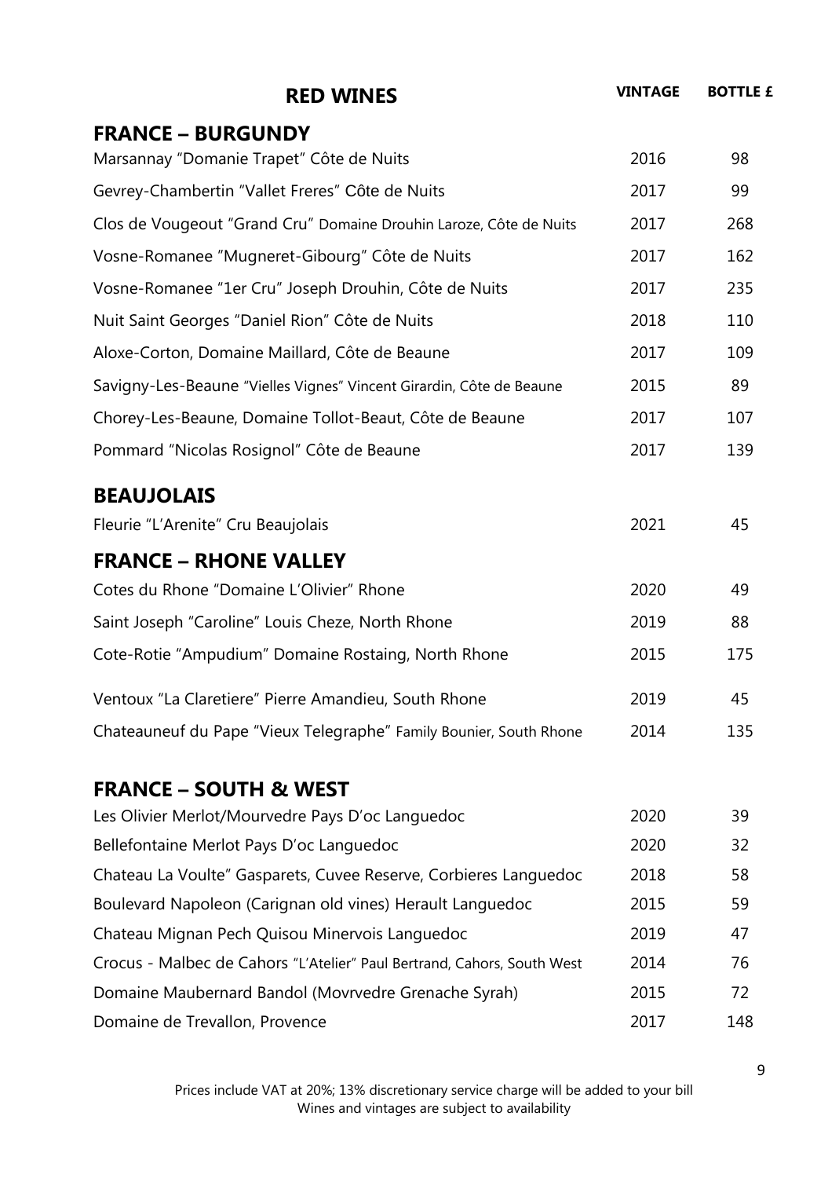# RED WINES

| | VINTAGE | BOTTLE £ |
|---|---|---|
| **FRANCE – BURGUNDY** | | |
| Marsannay "Domanie Trapet" Côte de Nuits | 2016 | 98 |
| Gevrey-Chambertin "Vallet Freres" Côte de Nuits | 2017 | 99 |
| Clos de Vougeout "Grand Cru" Domaine Drouhin Laroze, Côte de Nuits | 2017 | 268 |
| Vosne-Romanee "Mugneret-Gibourg" Côte de Nuits | 2017 | 162 |
| Vosne-Romanee "1er Cru" Joseph Drouhin, Côte de Nuits | 2017 | 235 |
| Nuit Saint Georges "Daniel Rion" Côte de Nuits | 2018 | 110 |
| Aloxe-Corton, Domaine Maillard, Côte de Beaune | 2017 | 109 |
| Savigny-Les-Beaune "Vielles Vignes" Vincent Girardin, Côte de Beaune | 2015 | 89 |
| Chorey-Les-Beaune, Domaine Tollot-Beaut, Côte de Beaune | 2017 | 107 |
| Pommard "Nicolas Rosignol" Côte de Beaune | 2017 | 139 |
| **BEAUJOLAIS** | | |
| Fleurie "L'Arenite" Cru Beaujolais | 2021 | 45 |
| **FRANCE – RHONE VALLEY** | | |
| Cotes du Rhone "Domaine L'Olivier" Rhone | 2020 | 49 |
| Saint Joseph "Caroline" Louis Cheze, North Rhone | 2019 | 88 |
| Cote-Rotie "Ampudium" Domaine Rostaing, North Rhone | 2015 | 175 |
| Ventoux "La Claretiere" Pierre Amandieu, South Rhone | 2019 | 45 |
| Chateauneuf du Pape "Vieux Telegraphe" Family Bounier, South Rhone | 2014 | 135 |
| **FRANCE – SOUTH & WEST** | | |
| Les Olivier Merlot/Mourvedre Pays D'oc Languedoc | 2020 | 39 |
| Bellefontaine Merlot Pays D'oc Languedoc | 2020 | 32 |
| Chateau La Voulte" Gasparets, Cuvee Reserve, Corbieres Languedoc | 2018 | 58 |
| Boulevard Napoleon (Carignan old vines) Herault Languedoc | 2015 | 59 |
| Chateau Mignan Pech Quisou Minervois Languedoc | 2019 | 47 |
| Crocus - Malbec de Cahors "L'Atelier" Paul Bertrand, Cahors, South West | 2014 | 76 |
| Domaine Maubernard Bandol (Movrvedre Grenache Syrah) | 2015 | 72 |
| Domaine de Trevallon, Provence | 2017 | 148 |

Prices include VAT at 20%; 13% discretionary service charge will be added to your bill
Wines and vintages are subject to availability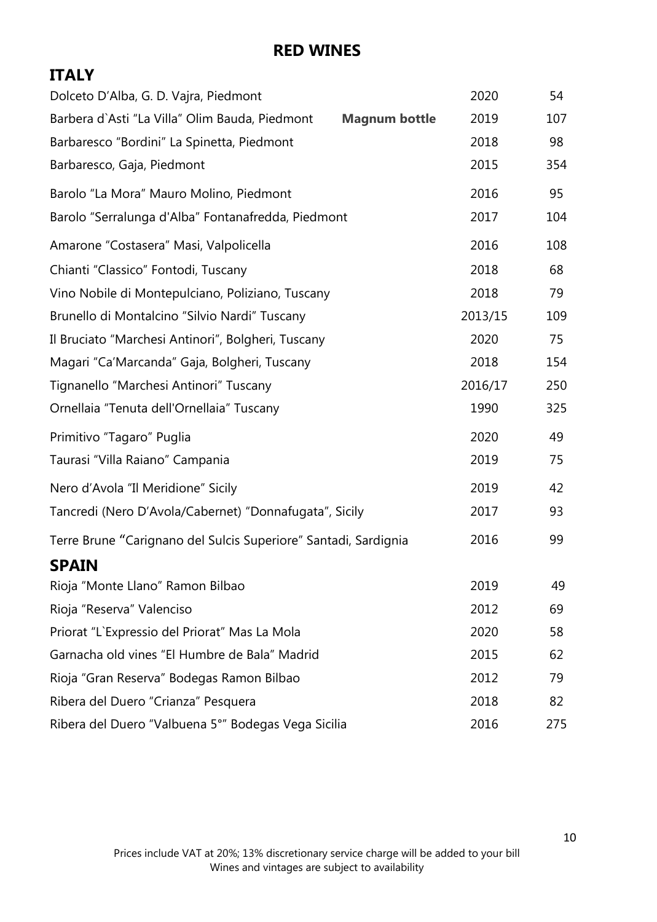# RED WINES

## ITALY

| Wine | Vintage | Price |
|---|---|---|
| Dolceto D'Alba, G. D. Vajra, Piedmont | 2020 | 54 |
| Barbera d`Asti "La Villa" Olim Bauda, Piedmont **Magnum bottle** | 2019 | 107 |
| Barbaresco "Bordini" La Spinetta, Piedmont | 2018 | 98 |
| Barbaresco, Gaja, Piedmont | 2015 | 354 |
| Barolo "La Mora" Mauro Molino, Piedmont | 2016 | 95 |
| Barolo "Serralunga d'Alba" Fontanafredda, Piedmont | 2017 | 104 |
| Amarone "Costasera" Masi, Valpolicella | 2016 | 108 |
| Chianti "Classico" Fontodi, Tuscany | 2018 | 68 |
| Vino Nobile di Montepulciano, Poliziano, Tuscany | 2018 | 79 |
| Brunello di Montalcino "Silvio Nardi" Tuscany | 2013/15 | 109 |
| Il Bruciato "Marchesi Antinori", Bolgheri, Tuscany | 2020 | 75 |
| Magari "Ca'Marcanda" Gaja, Bolgheri, Tuscany | 2018 | 154 |
| Tignanello "Marchesi Antinori" Tuscany | 2016/17 | 250 |
| Ornellaia "Tenuta dell'Ornellaia" Tuscany | 1990 | 325 |
| Primitivo "Tagaro" Puglia | 2020 | 49 |
| Taurasi "Villa Raiano" Campania | 2019 | 75 |
| Nero d'Avola "Il Meridione" Sicily | 2019 | 42 |
| Tancredi (Nero D'Avola/Cabernet) "Donnafugata", Sicily | 2017 | 93 |
| Terre Brune "Carignano del Sulcis Superiore" Santadi, Sardignia | 2016 | 99 |

## SPAIN

| Wine | Vintage | Price |
|---|---|---|
| Rioja "Monte Llano" Ramon Bilbao | 2019 | 49 |
| Rioja "Reserva" Valenciso | 2012 | 69 |
| Priorat "L`Expressio del Priorat" Mas La Mola | 2020 | 58 |
| Garnacha old vines "El Humbre de Bala" Madrid | 2015 | 62 |
| Rioja "Gran Reserva" Bodegas Ramon Bilbao | 2012 | 79 |
| Ribera del Duero "Crianza" Pesquera | 2018 | 82 |
| Ribera del Duero "Valbuena 5°" Bodegas Vega Sicilia | 2016 | 275 |

Prices include VAT at 20%; 13% discretionary service charge will be added to your bill
Wines and vintages are subject to availability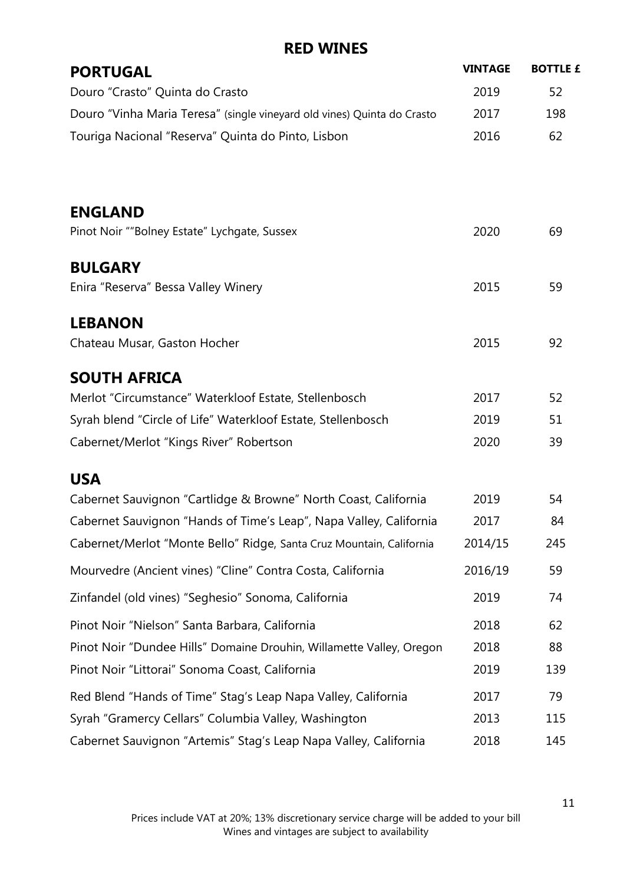# RED WINES

## PORTUGAL

| | VINTAGE | BOTTLE £ |
|---|---|---|
| Douro "Crasto" Quinta do Crasto | 2019 | 52 |
| Douro "Vinha Maria Teresa" (single vineyard old vines) Quinta do Crasto | 2017 | 198 |
| Touriga Nacional "Reserva" Quinta do Pinto, Lisbon | 2016 | 62 |

## ENGLAND

| | | |
|---|---|---|
| Pinot Noir ""Bolney Estate" Lychgate, Sussex | 2020 | 69 |

## BULGARY

| | | |
|---|---|---|
| Enira "Reserva" Bessa Valley Winery | 2015 | 59 |

## LEBANON

| | | |
|---|---|---|
| Chateau Musar, Gaston Hocher | 2015 | 92 |

## SOUTH AFRICA

| | | |
|---|---|---|
| Merlot "Circumstance" Waterkloof Estate, Stellenbosch | 2017 | 52 |
| Syrah blend "Circle of Life" Waterkloof Estate, Stellenbosch | 2019 | 51 |
| Cabernet/Merlot "Kings River" Robertson | 2020 | 39 |

## USA

| | | |
|---|---|---|
| Cabernet Sauvignon "Cartlidge & Browne" North Coast, California | 2019 | 54 |
| Cabernet Sauvignon "Hands of Time's Leap", Napa Valley, California | 2017 | 84 |
| Cabernet/Merlot "Monte Bello" Ridge, Santa Cruz Mountain, California | 2014/15 | 245 |
| Mourvedre (Ancient vines) "Cline" Contra Costa, California | 2016/19 | 59 |
| Zinfandel (old vines) "Seghesio" Sonoma, California | 2019 | 74 |
| Pinot Noir "Nielson" Santa Barbara, California | 2018 | 62 |
| Pinot Noir "Dundee Hills" Domaine Drouhin, Willamette Valley, Oregon | 2018 | 88 |
| Pinot Noir "Littorai" Sonoma Coast, California | 2019 | 139 |
| Red Blend "Hands of Time" Stag's Leap Napa Valley, California | 2017 | 79 |
| Syrah "Gramercy Cellars" Columbia Valley, Washington | 2013 | 115 |
| Cabernet Sauvignon "Artemis" Stag's Leap Napa Valley, California | 2018 | 145 |

Prices include VAT at 20%; 13% discretionary service charge will be added to your bill
Wines and vintages are subject to availability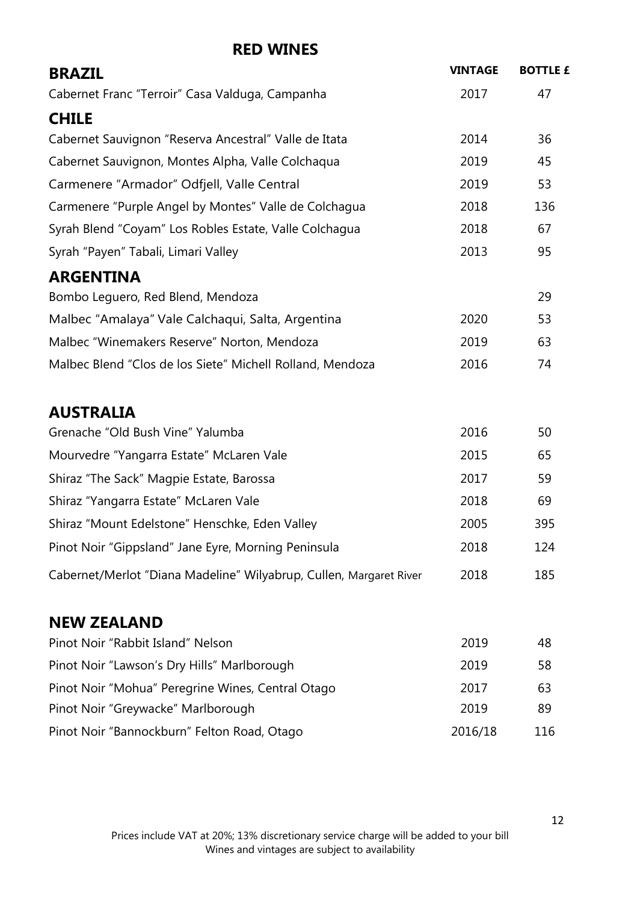# RED WINES

| BRAZIL | VINTAGE | BOTTLE £ |
|---|---|---|
| Cabernet Franc "Terroir" Casa Valduga, Campanha | 2017 | 47 |
| **CHILE** | | |
| Cabernet Sauvignon "Reserva Ancestral" Valle de Itata | 2014 | 36 |
| Cabernet Sauvignon, Montes Alpha, Valle Colchaqua | 2019 | 45 |
| Carmenere "Armador" Odfjell, Valle Central | 2019 | 53 |
| Carmenere "Purple Angel by Montes" Valle de Colchagua | 2018 | 136 |
| Syrah Blend "Coyam" Los Robles Estate, Valle Colchagua | 2018 | 67 |
| Syrah "Payen" Tabali, Limari Valley | 2013 | 95 |
| **ARGENTINA** | | |
| Bombo Leguero, Red Blend, Mendoza | | 29 |
| Malbec "Amalaya" Vale Calchaqui, Salta, Argentina | 2020 | 53 |
| Malbec "Winemakers Reserve" Norton, Mendoza | 2019 | 63 |
| Malbec Blend "Clos de los Siete" Michell Rolland, Mendoza | 2016 | 74 |
| **AUSTRALIA** | | |
| Grenache "Old Bush Vine" Yalumba | 2016 | 50 |
| Mourvedre "Yangarra Estate" McLaren Vale | 2015 | 65 |
| Shiraz "The Sack" Magpie Estate, Barossa | 2017 | 59 |
| Shiraz "Yangarra Estate" McLaren Vale | 2018 | 69 |
| Shiraz "Mount Edelstone" Henschke, Eden Valley | 2005 | 395 |
| Pinot Noir "Gippsland" Jane Eyre, Morning Peninsula | 2018 | 124 |
| Cabernet/Merlot "Diana Madeline" Wilyabrup, Cullen, Margaret River | 2018 | 185 |
| **NEW ZEALAND** | | |
| Pinot Noir "Rabbit Island" Nelson | 2019 | 48 |
| Pinot Noir "Lawson's Dry Hills" Marlborough | 2019 | 58 |
| Pinot Noir "Mohua" Peregrine Wines, Central Otago | 2017 | 63 |
| Pinot Noir "Greywacke" Marlborough | 2019 | 89 |
| Pinot Noir "Bannockburn" Felton Road, Otago | 2016/18 | 116 |

Prices include VAT at 20%; 13% discretionary service charge will be added to your bill
Wines and vintages are subject to availability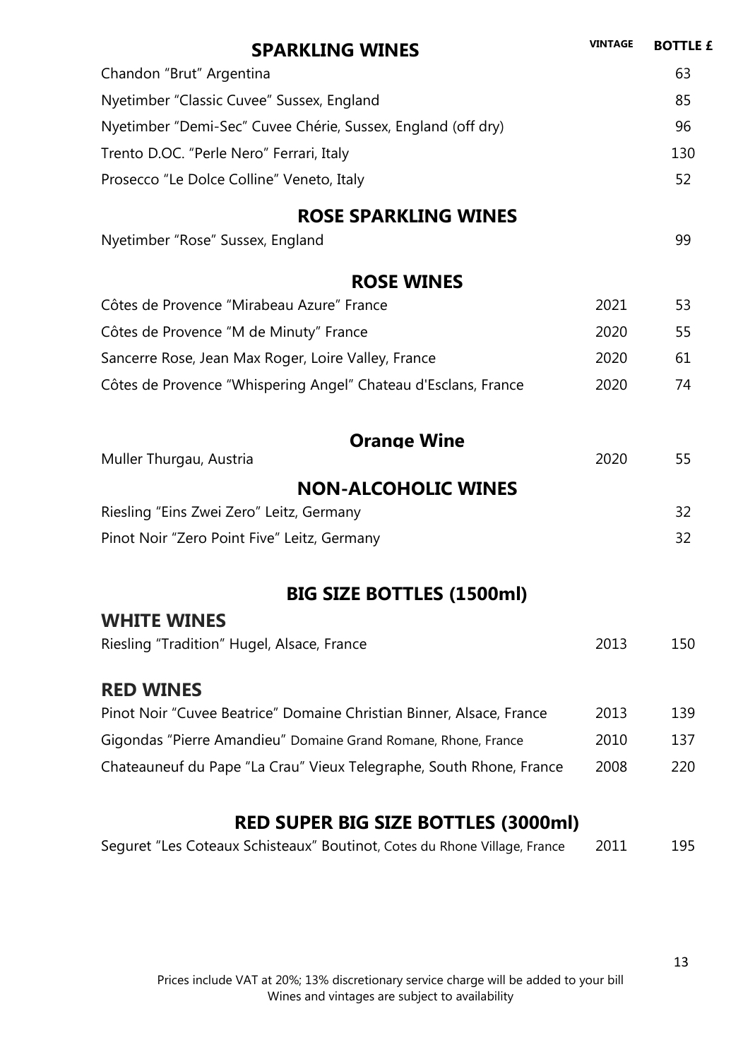## SPARKLING WINES

| | VINTAGE | BOTTLE £ |
|---|---|---|
| Chandon "Brut" Argentina | | 63 |
| Nyetimber "Classic Cuvee" Sussex, England | | 85 |
| Nyetimber "Demi-Sec" Cuvee Chérie, Sussex, England (off dry) | | 96 |
| Trento D.OC. "Perle Nero" Ferrari, Italy | | 130 |
| Prosecco "Le Dolce Colline" Veneto, Italy | | 52 |

## ROSE SPARKLING WINES

| | | |
|---|---|---|
| Nyetimber "Rose" Sussex, England | | 99 |

## ROSE WINES

| | | |
|---|---|---|
| Côtes de Provence "Mirabeau Azure" France | 2021 | 53 |
| Côtes de Provence "M de Minuty" France | 2020 | 55 |
| Sancerre Rose, Jean Max Roger, Loire Valley, France | 2020 | 61 |
| Côtes de Provence "Whispering Angel" Chateau d'Esclans, France | 2020 | 74 |

## Orange Wine

| | | |
|---|---|---|
| Muller Thurgau, Austria | 2020 | 55 |

## NON-ALCOHOLIC WINES

| | | |
|---|---|---|
| Riesling "Eins Zwei Zero" Leitz, Germany | | 32 |
| Pinot Noir "Zero Point Five" Leitz, Germany | | 32 |

## BIG SIZE BOTTLES (1500ml)

### WHITE WINES

| | | |
|---|---|---|
| Riesling "Tradition" Hugel, Alsace, France | 2013 | 150 |

### RED WINES

| | | |
|---|---|---|
| Pinot Noir "Cuvee Beatrice" Domaine Christian Binner, Alsace, France | 2013 | 139 |
| Gigondas "Pierre Amandieu" Domaine Grand Romane, Rhone, France | 2010 | 137 |
| Chateauneuf du Pape "La Crau" Vieux Telegraphe, South Rhone, France | 2008 | 220 |

## RED SUPER BIG SIZE BOTTLES (3000ml)

| | | |
|---|---|---|
| Seguret "Les Coteaux Schisteaux" Boutinot, Cotes du Rhone Village, France | 2011 | 195 |

Prices include VAT at 20%; 13% discretionary service charge will be added to your bill
Wines and vintages are subject to availability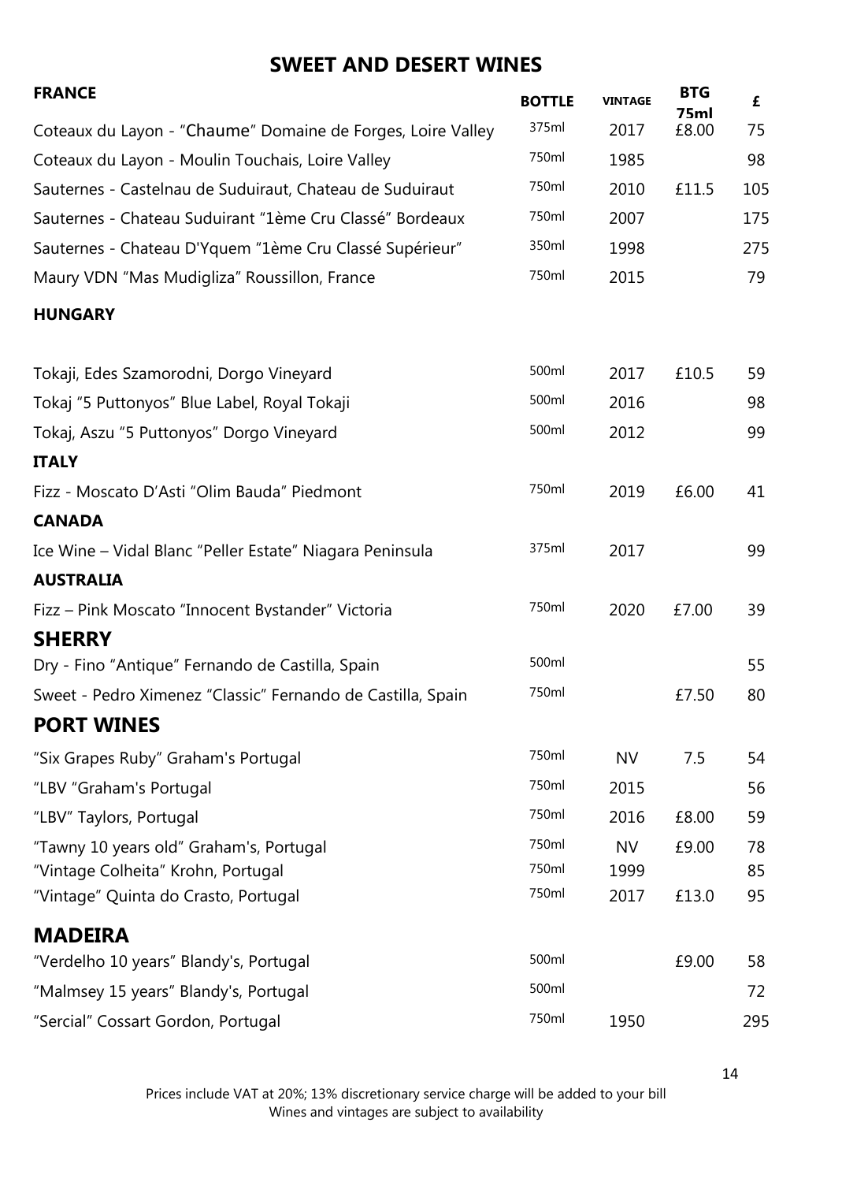# SWEET AND DESERT WINES

| FRANCE | BOTTLE | VINTAGE | BTG 75ml | £ |
|---|---|---|---|---|
| Coteaux du Layon - "Chaume" Domaine de Forges, Loire Valley | 375ml | 2017 | £8.00 | 75 |
| Coteaux du Layon - Moulin Touchais, Loire Valley | 750ml | 1985 | | 98 |
| Sauternes - Castelnau de Suduiraut, Chateau de Suduiraut | 750ml | 2010 | £11.5 | 105 |
| Sauternes - Chateau Suduirant "1ème Cru Classé" Bordeaux | 750ml | 2007 | | 175 |
| Sauternes - Chateau D'Yquem "1ème Cru Classé Supérieur" | 350ml | 1998 | | 275 |
| Maury VDN "Mas Mudigliza" Roussillon, France | 750ml | 2015 | | 79 |
| **HUNGARY** | | | | |
| Tokaji, Edes Szamorodni, Dorgo Vineyard | 500ml | 2017 | £10.5 | 59 |
| Tokaj "5 Puttonyos" Blue Label, Royal Tokaji | 500ml | 2016 | | 98 |
| Tokaj, Aszu "5 Puttonyos" Dorgo Vineyard | 500ml | 2012 | | 99 |
| **ITALY** | | | | |
| Fizz - Moscato D'Asti "Olim Bauda" Piedmont | 750ml | 2019 | £6.00 | 41 |
| **CANADA** | | | | |
| Ice Wine – Vidal Blanc "Peller Estate" Niagara Peninsula | 375ml | 2017 | | 99 |
| **AUSTRALIA** | | | | |
| Fizz – Pink Moscato "Innocent Bystander" Victoria | 750ml | 2020 | £7.00 | 39 |

## SHERRY

| | | | | |
|---|---|---|---|---|
| Dry - Fino "Antique" Fernando de Castilla, Spain | 500ml | | | 55 |
| Sweet - Pedro Ximenez "Classic" Fernando de Castilla, Spain | 750ml | | £7.50 | 80 |

## PORT WINES

| | | | | |
|---|---|---|---|---|
| "Six Grapes Ruby" Graham's Portugal | 750ml | NV | 7.5 | 54 |
| "LBV "Graham's Portugal | 750ml | 2015 | | 56 |
| "LBV" Taylors, Portugal | 750ml | 2016 | £8.00 | 59 |
| "Tawny 10 years old" Graham's, Portugal | 750ml | NV | £9.00 | 78 |
| "Vintage Colheita" Krohn, Portugal | 750ml | 1999 | | 85 |
| "Vintage" Quinta do Crasto, Portugal | 750ml | 2017 | £13.0 | 95 |

## MADEIRA

| | | | | |
|---|---|---|---|---|
| "Verdelho 10 years" Blandy's, Portugal | 500ml | | £9.00 | 58 |
| "Malmsey 15 years" Blandy's, Portugal | 500ml | | | 72 |
| "Sercial" Cossart Gordon, Portugal | 750ml | 1950 | | 295 |

Prices include VAT at 20%; 13% discretionary service charge will be added to your bill
Wines and vintages are subject to availability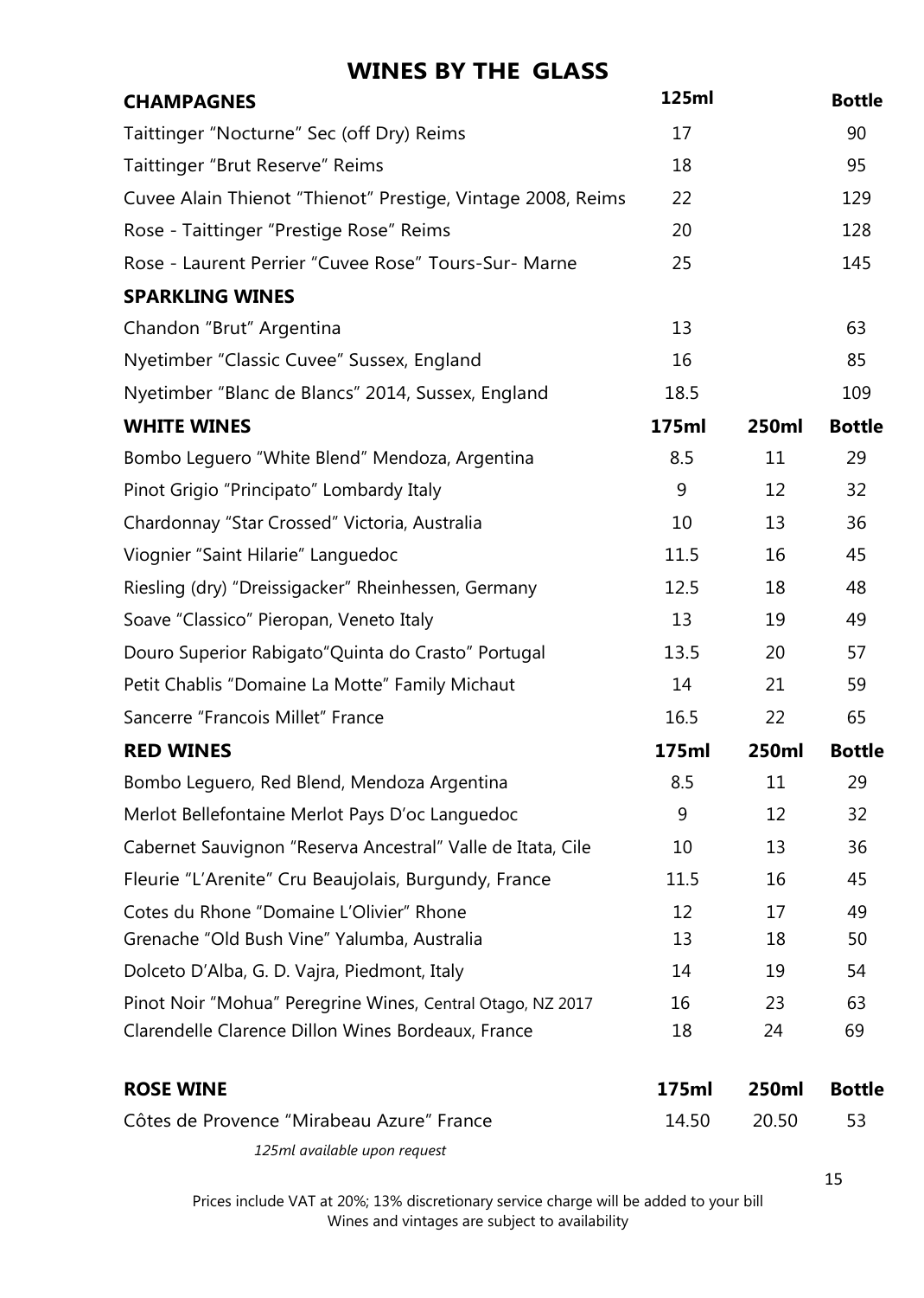# WINES BY THE GLASS

| CHAMPAGNES | 125ml | | Bottle |
|---|---|---|---|
| Taittinger "Nocturne" Sec (off Dry) Reims | 17 | | 90 |
| Taittinger "Brut Reserve" Reims | 18 | | 95 |
| Cuvee Alain Thienot "Thienot" Prestige, Vintage 2008, Reims | 22 | | 129 |
| Rose - Taittinger "Prestige Rose" Reims | 20 | | 128 |
| Rose - Laurent Perrier "Cuvee Rose" Tours-Sur- Marne | 25 | | 145 |
| **SPARKLING WINES** | | | |
| Chandon "Brut" Argentina | 13 | | 63 |
| Nyetimber "Classic Cuvee" Sussex, England | 16 | | 85 |
| Nyetimber "Blanc de Blancs" 2014, Sussex, England | 18.5 | | 109 |

| WHITE WINES | 175ml | 250ml | Bottle |
|---|---|---|---|
| Bombo Leguero "White Blend" Mendoza, Argentina | 8.5 | 11 | 29 |
| Pinot Grigio "Principato" Lombardy Italy | 9 | 12 | 32 |
| Chardonnay "Star Crossed" Victoria, Australia | 10 | 13 | 36 |
| Viognier "Saint Hilarie" Languedoc | 11.5 | 16 | 45 |
| Riesling (dry) "Dreissigacker" Rheinhessen, Germany | 12.5 | 18 | 48 |
| Soave "Classico" Pieropan, Veneto Italy | 13 | 19 | 49 |
| Douro Superior Rabigato"Quinta do Crasto" Portugal | 13.5 | 20 | 57 |
| Petit Chablis "Domaine La Motte" Family Michaut | 14 | 21 | 59 |
| Sancerre "Francois Millet" France | 16.5 | 22 | 65 |

| RED WINES | 175ml | 250ml | Bottle |
|---|---|---|---|
| Bombo Leguero, Red Blend, Mendoza Argentina | 8.5 | 11 | 29 |
| Merlot Bellefontaine Merlot Pays D'oc Languedoc | 9 | 12 | 32 |
| Cabernet Sauvignon "Reserva Ancestral" Valle de Itata, Cile | 10 | 13 | 36 |
| Fleurie "L'Arenite" Cru Beaujolais, Burgundy, France | 11.5 | 16 | 45 |
| Cotes du Rhone "Domaine L'Olivier" Rhone | 12 | 17 | 49 |
| Grenache "Old Bush Vine" Yalumba, Australia | 13 | 18 | 50 |
| Dolceto D'Alba, G. D. Vajra, Piedmont, Italy | 14 | 19 | 54 |
| Pinot Noir "Mohua" Peregrine Wines, Central Otago, NZ 2017 | 16 | 23 | 63 |
| Clarendelle Clarence Dillon Wines Bordeaux, France | 18 | 24 | 69 |

| ROSE WINE | 175ml | 250ml | Bottle |
|---|---|---|---|
| Côtes de Provence "Mirabeau Azure" France | 14.50 | 20.50 | 53 |

*125ml available upon request*

Prices include VAT at 20%; 13% discretionary service charge will be added to your bill
Wines and vintages are subject to availability